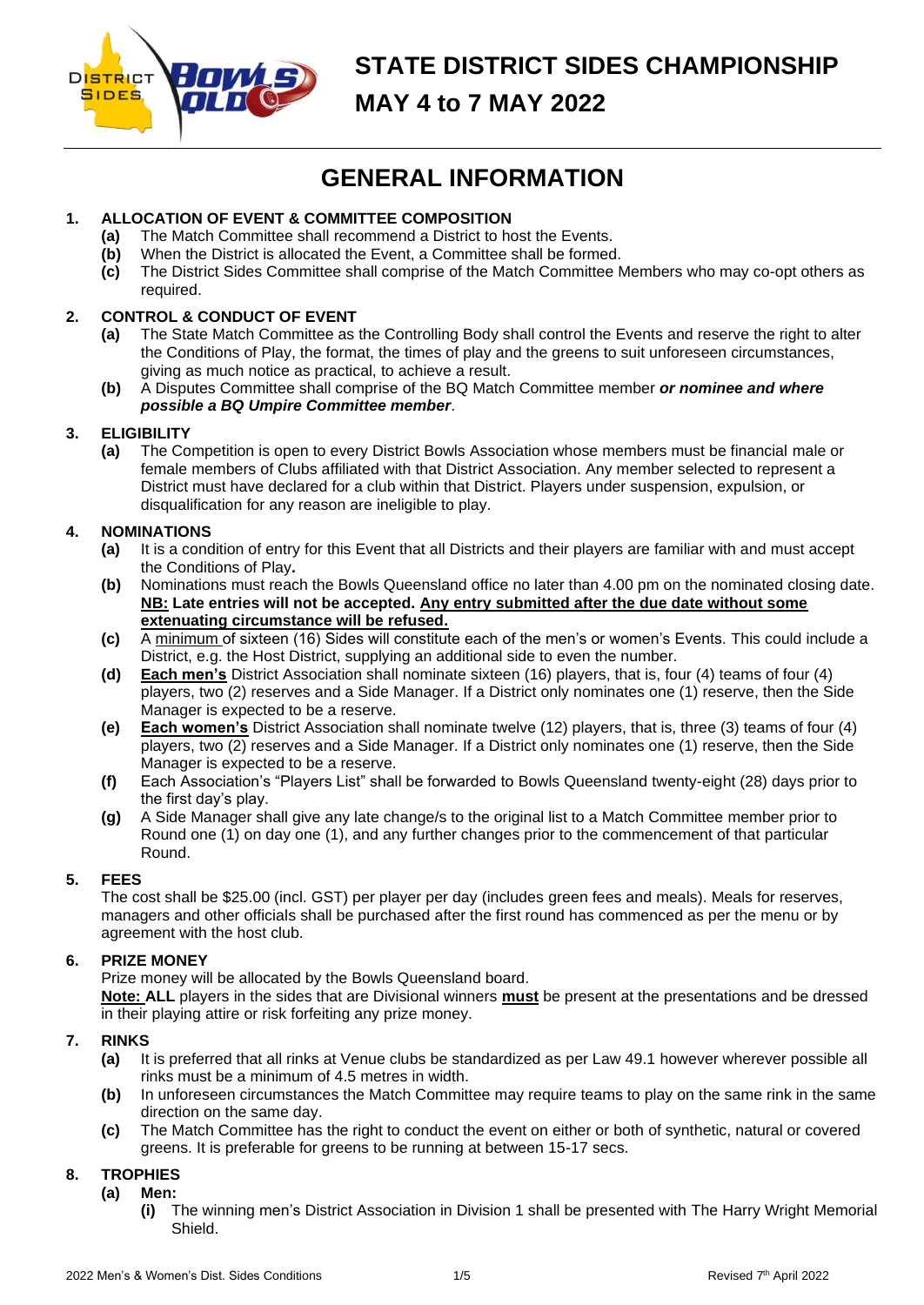# STATE DISTRICT SIDES CHAMPIONSHIP

# MAY 4 to 7 MAY 2022

## GENERAL INFORMATION

**1. ALLOCATION OF EVENT & COMMITTEE COMPOSITION**

- **(a)** The Match Committee shall recommend a District to host the Events.
- **(b)** When the District is allocated the Event, a Committee shall be formed.
- **(c)** The District Sides Committee shall comprise of the Match Committee Members who may co-opt others as required.

**2. CONTROL & CONDUCT OF EVENT**

- **(a)** The State Match Committee as the Controlling Body shall control the Events and reserve the right to alter the Conditions of Play, the format, the times of play and the greens to suit unforeseen circumstances, giving as much notice as practical, to achieve a result.
- **(b)** A Disputes Committee shall comprise of the BQ Match Committee member ***or nominee and where possible a BQ Umpire Committee member***.

**3. ELIGIBILITY**

- **(a)** The Competition is open to every District Bowls Association whose members must be financial male or female members of Clubs affiliated with that District Association. Any member selected to represent a District must have declared for a club within that District. Players under suspension, expulsion, or disqualification for any reason are ineligible to play.

**4. NOMINATIONS**

- **(a)** It is a condition of entry for this Event that all Districts and their players are familiar with and must accept the Conditions of Play**.**
- **(b)** Nominations must reach the Bowls Queensland office no later than 4.00 pm on the nominated closing date. **NB: Late entries will not be accepted. Any entry submitted after the due date without some extenuating circumstance will be refused.**
- **(c)** A minimum of sixteen (16) Sides will constitute each of the men's or women's Events. This could include a District, e.g. the Host District, supplying an additional side to even the number.
- **(d)** **Each men's** District Association shall nominate sixteen (16) players, that is, four (4) teams of four (4) players, two (2) reserves and a Side Manager. If a District only nominates one (1) reserve, then the Side Manager is expected to be a reserve.
- **(e)** **Each women's** District Association shall nominate twelve (12) players, that is, three (3) teams of four (4) players, two (2) reserves and a Side Manager. If a District only nominates one (1) reserve, then the Side Manager is expected to be a reserve.
- **(f)** Each Association's "Players List" shall be forwarded to Bowls Queensland twenty-eight (28) days prior to the first day's play.
- **(g)** A Side Manager shall give any late change/s to the original list to a Match Committee member prior to Round one (1) on day one (1), and any further changes prior to the commencement of that particular Round.

**5. FEES**

The cost shall be $25.00 (incl. GST) per player per day (includes green fees and meals). Meals for reserves, managers and other officials shall be purchased after the first round has commenced as per the menu or by agreement with the host club.

**6. PRIZE MONEY**

Prize money will be allocated by the Bowls Queensland board.
**Note: ALL** players in the sides that are Divisional winners **must** be present at the presentations and be dressed in their playing attire or risk forfeiting any prize money.

**7. RINKS**

- **(a)** It is preferred that all rinks at Venue clubs be standardized as per Law 49.1 however wherever possible all rinks must be a minimum of 4.5 metres in width.
- **(b)** In unforeseen circumstances the Match Committee may require teams to play on the same rink in the same direction on the same day.
- **(c)** The Match Committee has the right to conduct the event on either or both of synthetic, natural or covered greens. It is preferable for greens to be running at between 15-17 secs.

**8. TROPHIES**

- **(a)** **Men:**
  - **(i)** The winning men's District Association in Division 1 shall be presented with The Harry Wright Memorial Shield.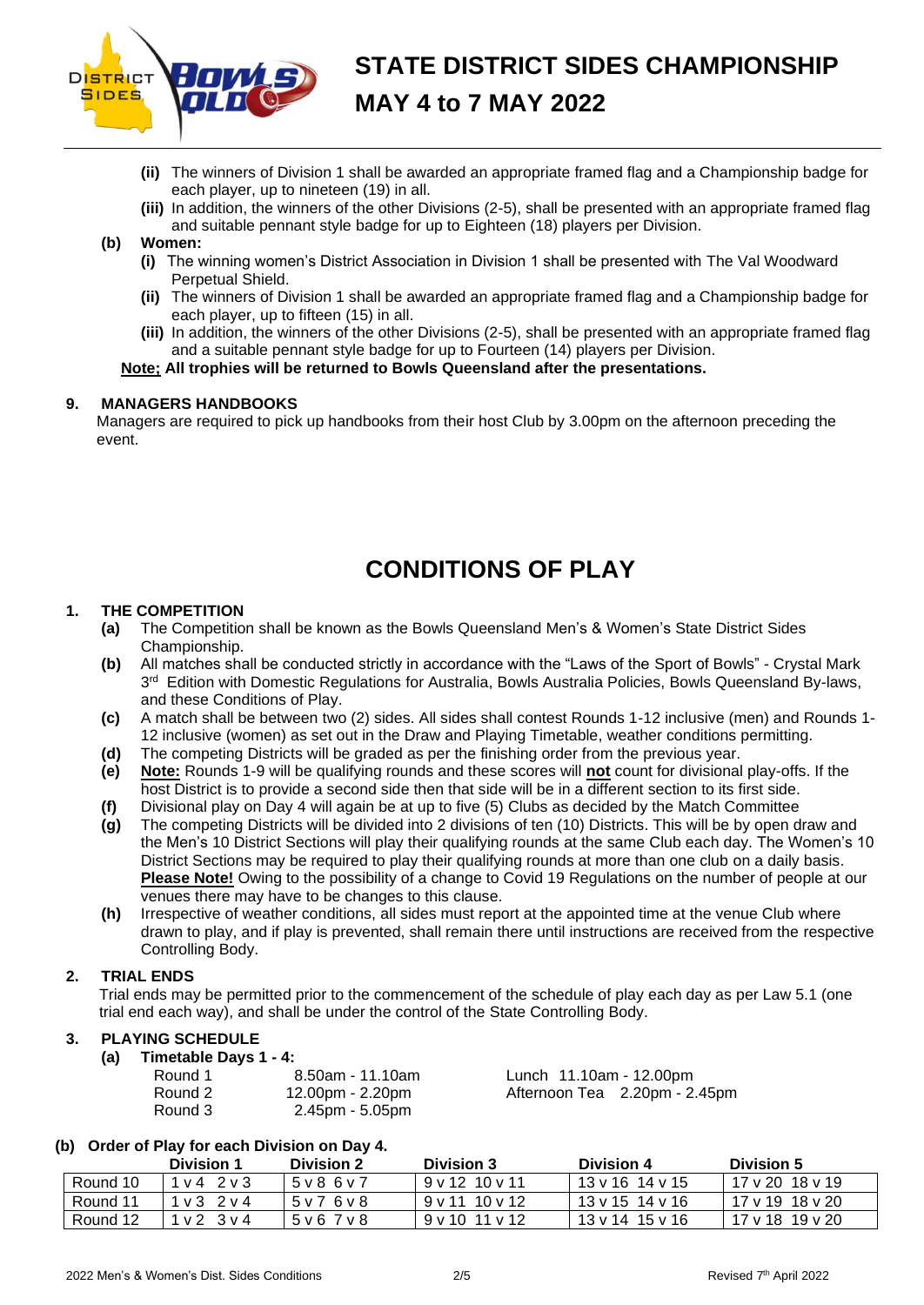**(ii)** The winners of Division 1 shall be awarded an appropriate framed flag and a Championship badge for each player, up to nineteen (19) in all.

**(iii)** In addition, the winners of the other Divisions (2-5), shall be presented with an appropriate framed flag and suitable pennant style badge for up to Eighteen (18) players per Division.

**(b) Women:**

**(i)** The winning women's District Association in Division 1 shall be presented with The Val Woodward Perpetual Shield.

**(ii)** The winners of Division 1 shall be awarded an appropriate framed flag and a Championship badge for each player, up to fifteen (15) in all.

**(iii)** In addition, the winners of the other Divisions (2-5), shall be presented with an appropriate framed flag and a suitable pennant style badge for up to Fourteen (14) players per Division.

**Note; All trophies will be returned to Bowls Queensland after the presentations.**

### 9. MANAGERS HANDBOOKS

Managers are required to pick up handbooks from their host Club by 3.00pm on the afternoon preceding the event.

# CONDITIONS OF PLAY

### 1. THE COMPETITION

**(a)** The Competition shall be known as the Bowls Queensland Men's & Women's State District Sides Championship.

**(b)** All matches shall be conducted strictly in accordance with the "Laws of the Sport of Bowls" - Crystal Mark 3rd Edition with Domestic Regulations for Australia, Bowls Australia Policies, Bowls Queensland By-laws, and these Conditions of Play.

**(c)** A match shall be between two (2) sides. All sides shall contest Rounds 1-12 inclusive (men) and Rounds 1-12 inclusive (women) as set out in the Draw and Playing Timetable, weather conditions permitting.

**(d)** The competing Districts will be graded as per the finishing order from the previous year.

**(e)** **Note:** Rounds 1-9 will be qualifying rounds and these scores will **not** count for divisional play-offs. If the host District is to provide a second side then that side will be in a different section to its first side.

**(f)** Divisional play on Day 4 will again be at up to five (5) Clubs as decided by the Match Committee

**(g)** The competing Districts will be divided into 2 divisions of ten (10) Districts. This will be by open draw and the Men's 10 District Sections will play their qualifying rounds at the same Club each day. The Women's 10 District Sections may be required to play their qualifying rounds at more than one club on a daily basis. **Please Note!** Owing to the possibility of a change to Covid 19 Regulations on the number of people at our venues there may have to be changes to this clause.

**(h)** Irrespective of weather conditions, all sides must report at the appointed time at the venue Club where drawn to play, and if play is prevented, shall remain there until instructions are received from the respective Controlling Body.

### 2. TRIAL ENDS

Trial ends may be permitted prior to the commencement of the schedule of play each day as per Law 5.1 (one trial end each way), and shall be under the control of the State Controlling Body.

### 3. PLAYING SCHEDULE

**(a) Timetable Days 1 - 4:**

| | | | |
|---|---|---|---|
| Round 1 | 8.50am - 11.10am | Lunch | 11.10am - 12.00pm |
| Round 2 | 12.00pm - 2.20pm | Afternoon Tea | 2.20pm - 2.45pm |
| Round 3 | 2.45pm - 5.05pm | | |

**(b) Order of Play for each Division on Day 4.**

| | Division 1 | Division 2 | Division 3 | Division 4 | Division 5 |
|---|---|---|---|---|---|
| Round 10 | 1 v 4 2 v 3 | 5 v 8 6 v 7 | 9 v 12 10 v 11 | 13 v 16 14 v 15 | 17 v 20 18 v 19 |
| Round 11 | 1 v 3 2 v 4 | 5 v 7 6 v 8 | 9 v 11 10 v 12 | 13 v 15 14 v 16 | 17 v 19 18 v 20 |
| Round 12 | 1 v 2 3 v 4 | 5 v 6 7 v 8 | 9 v 10 11 v 12 | 13 v 14 15 v 16 | 17 v 18 19 v 20 |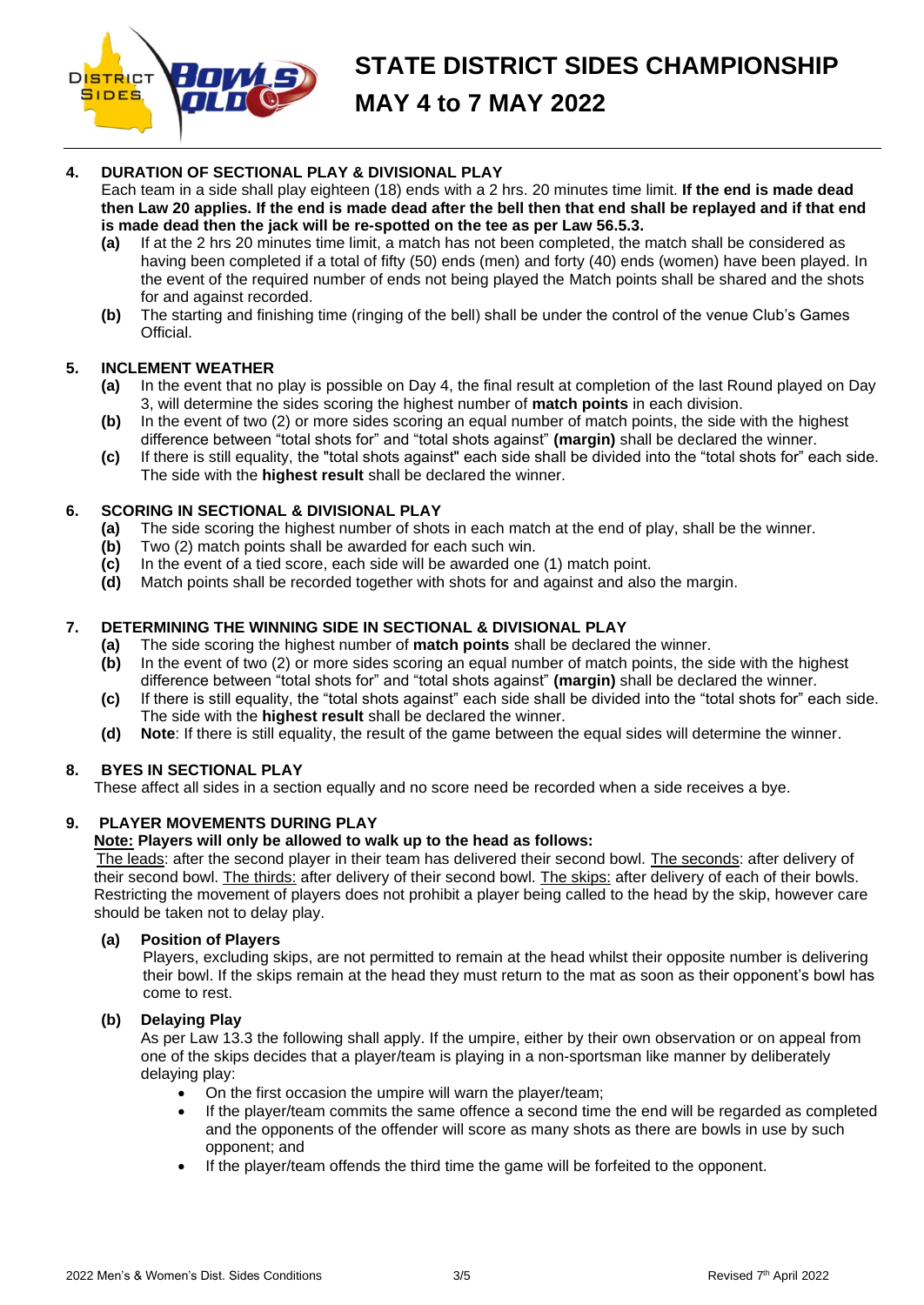# STATE DISTRICT SIDES CHAMPIONSHIP

# MAY 4 to 7 MAY 2022

**4. DURATION OF SECTIONAL PLAY & DIVISIONAL PLAY**

Each team in a side shall play eighteen (18) ends with a 2 hrs. 20 minutes time limit. **If the end is made dead then Law 20 applies. If the end is made dead after the bell then that end shall be replayed and if that end is made dead then the jack will be re-spotted on the tee as per Law 56.5.3.**

- **(a)** If at the 2 hrs 20 minutes time limit, a match has not been completed, the match shall be considered as having been completed if a total of fifty (50) ends (men) and forty (40) ends (women) have been played. In the event of the required number of ends not being played the Match points shall be shared and the shots for and against recorded.
- **(b)** The starting and finishing time (ringing of the bell) shall be under the control of the venue Club's Games Official.

**5. INCLEMENT WEATHER**

- **(a)** In the event that no play is possible on Day 4, the final result at completion of the last Round played on Day 3, will determine the sides scoring the highest number of **match points** in each division.
- **(b)** In the event of two (2) or more sides scoring an equal number of match points, the side with the highest difference between "total shots for" and "total shots against" **(margin)** shall be declared the winner.
- **(c)** If there is still equality, the "total shots against" each side shall be divided into the "total shots for" each side. The side with the **highest result** shall be declared the winner.

**6. SCORING IN SECTIONAL & DIVISIONAL PLAY**

- **(a)** The side scoring the highest number of shots in each match at the end of play, shall be the winner.
- **(b)** Two (2) match points shall be awarded for each such win.
- **(c)** In the event of a tied score, each side will be awarded one (1) match point.
- **(d)** Match points shall be recorded together with shots for and against and also the margin.

**7. DETERMINING THE WINNING SIDE IN SECTIONAL & DIVISIONAL PLAY**

- **(a)** The side scoring the highest number of **match points** shall be declared the winner.
- **(b)** In the event of two (2) or more sides scoring an equal number of match points, the side with the highest difference between "total shots for" and "total shots against" **(margin)** shall be declared the winner.
- **(c)** If there is still equality, the "total shots against" each side shall be divided into the "total shots for" each side. The side with the **highest result** shall be declared the winner.
- **(d)** **Note**: If there is still equality, the result of the game between the equal sides will determine the winner.

**8. BYES IN SECTIONAL PLAY**

These affect all sides in a section equally and no score need be recorded when a side receives a bye.

**9. PLAYER MOVEMENTS DURING PLAY**

**Note: Players will only be allowed to walk up to the head as follows:**

The leads: after the second player in their team has delivered their second bowl. The seconds: after delivery of their second bowl. The thirds: after delivery of their second bowl. The skips: after delivery of each of their bowls. Restricting the movement of players does not prohibit a player being called to the head by the skip, however care should be taken not to delay play.

**(a) Position of Players**

Players, excluding skips, are not permitted to remain at the head whilst their opposite number is delivering their bowl. If the skips remain at the head they must return to the mat as soon as their opponent's bowl has come to rest.

**(b) Delaying Play**

As per Law 13.3 the following shall apply. If the umpire, either by their own observation or on appeal from one of the skips decides that a player/team is playing in a non-sportsman like manner by deliberately delaying play:

- On the first occasion the umpire will warn the player/team;
- If the player/team commits the same offence a second time the end will be regarded as completed and the opponents of the offender will score as many shots as there are bowls in use by such opponent; and
- If the player/team offends the third time the game will be forfeited to the opponent.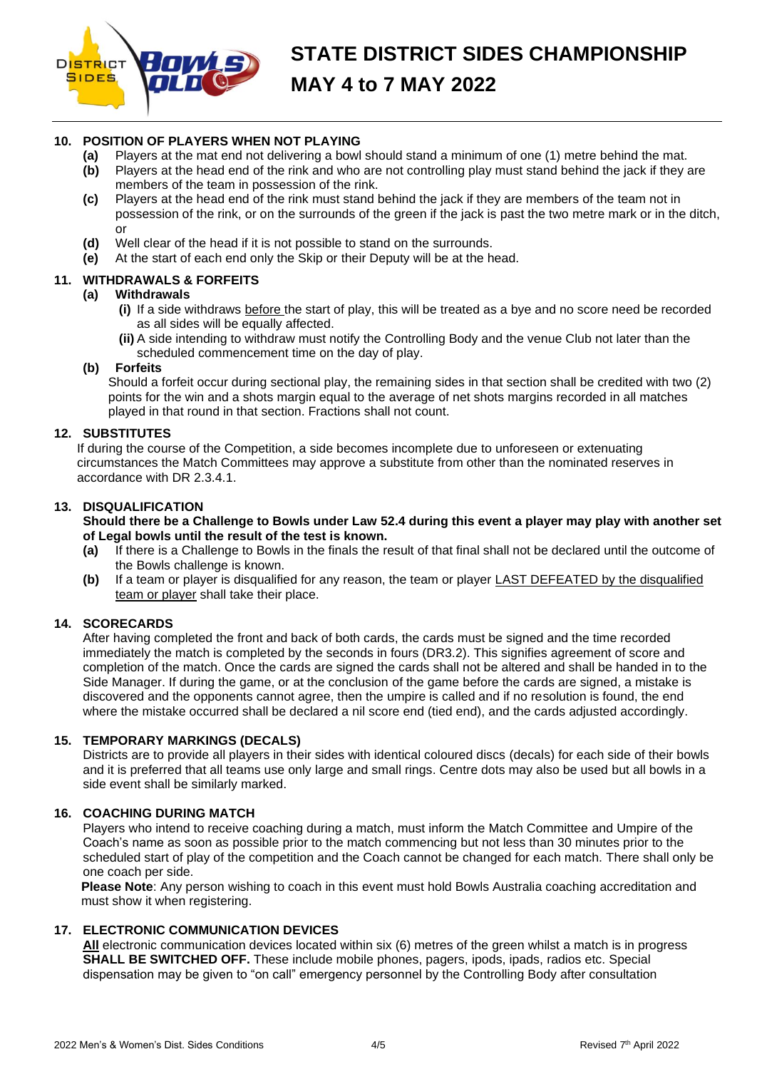# STATE DISTRICT SIDES CHAMPIONSHIP

# MAY 4 to 7 MAY 2022

### 10. POSITION OF PLAYERS WHEN NOT PLAYING

**(a)** Players at the mat end not delivering a bowl should stand a minimum of one (1) metre behind the mat.

**(b)** Players at the head end of the rink and who are not controlling play must stand behind the jack if they are members of the team in possession of the rink.

**(c)** Players at the head end of the rink must stand behind the jack if they are members of the team not in possession of the rink, or on the surrounds of the green if the jack is past the two metre mark or in the ditch, or

**(d)** Well clear of the head if it is not possible to stand on the surrounds.

**(e)** At the start of each end only the Skip or their Deputy will be at the head.

### 11. WITHDRAWALS & FORFEITS

**(a) Withdrawals**

**(i)** If a side withdraws before the start of play, this will be treated as a bye and no score need be recorded as all sides will be equally affected.

**(ii)** A side intending to withdraw must notify the Controlling Body and the venue Club not later than the scheduled commencement time on the day of play.

**(b) Forfeits**

Should a forfeit occur during sectional play, the remaining sides in that section shall be credited with two (2) points for the win and a shots margin equal to the average of net shots margins recorded in all matches played in that round in that section. Fractions shall not count.

### 12. SUBSTITUTES

If during the course of the Competition, a side becomes incomplete due to unforeseen or extenuating circumstances the Match Committees may approve a substitute from other than the nominated reserves in accordance with DR 2.3.4.1.

### 13. DISQUALIFICATION

**Should there be a Challenge to Bowls under Law 52.4 during this event a player may play with another set of Legal bowls until the result of the test is known.**

**(a)** If there is a Challenge to Bowls in the finals the result of that final shall not be declared until the outcome of the Bowls challenge is known.

**(b)** If a team or player is disqualified for any reason, the team or player LAST DEFEATED by the disqualified team or player shall take their place.

### 14. SCORECARDS

After having completed the front and back of both cards, the cards must be signed and the time recorded immediately the match is completed by the seconds in fours (DR3.2). This signifies agreement of score and completion of the match. Once the cards are signed the cards shall not be altered and shall be handed in to the Side Manager. If during the game, or at the conclusion of the game before the cards are signed, a mistake is discovered and the opponents cannot agree, then the umpire is called and if no resolution is found, the end where the mistake occurred shall be declared a nil score end (tied end), and the cards adjusted accordingly.

### 15. TEMPORARY MARKINGS (DECALS)

Districts are to provide all players in their sides with identical coloured discs (decals) for each side of their bowls and it is preferred that all teams use only large and small rings. Centre dots may also be used but all bowls in a side event shall be similarly marked.

### 16. COACHING DURING MATCH

Players who intend to receive coaching during a match, must inform the Match Committee and Umpire of the Coach's name as soon as possible prior to the match commencing but not less than 30 minutes prior to the scheduled start of play of the competition and the Coach cannot be changed for each match. There shall only be one coach per side.

**Please Note**: Any person wishing to coach in this event must hold Bowls Australia coaching accreditation and must show it when registering.

### 17. ELECTRONIC COMMUNICATION DEVICES

**All** electronic communication devices located within six (6) metres of the green whilst a match is in progress **SHALL BE SWITCHED OFF.** These include mobile phones, pagers, ipods, ipads, radios etc. Special dispensation may be given to "on call" emergency personnel by the Controlling Body after consultation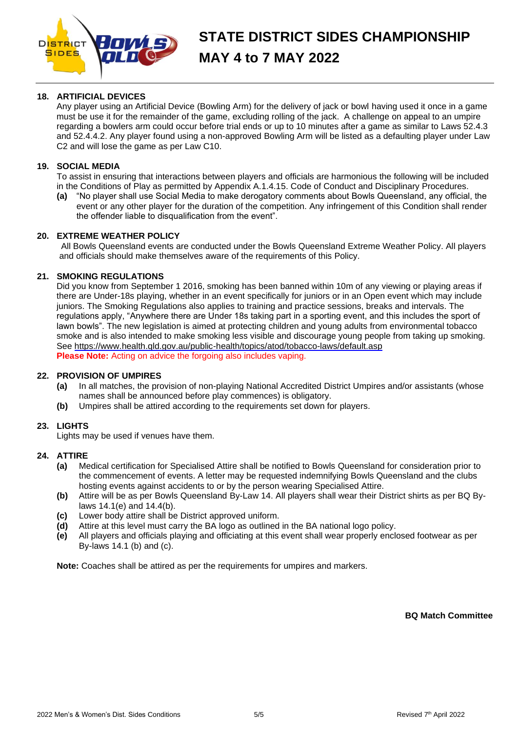# STATE DISTRICT SIDES CHAMPIONSHIP

# MAY 4 to 7 MAY 2022

## 18. ARTIFICIAL DEVICES

Any player using an Artificial Device (Bowling Arm) for the delivery of jack or bowl having used it once in a game must be use it for the remainder of the game, excluding rolling of the jack. A challenge on appeal to an umpire regarding a bowlers arm could occur before trial ends or up to 10 minutes after a game as similar to Laws 52.4.3 and 52.4.4.2. Any player found using a non-approved Bowling Arm will be listed as a defaulting player under Law C2 and will lose the game as per Law C10.

## 19. SOCIAL MEDIA

To assist in ensuring that interactions between players and officials are harmonious the following will be included in the Conditions of Play as permitted by Appendix A.1.4.15. Code of Conduct and Disciplinary Procedures.

**(a)** "No player shall use Social Media to make derogatory comments about Bowls Queensland, any official, the event or any other player for the duration of the competition. Any infringement of this Condition shall render the offender liable to disqualification from the event".

## 20. EXTREME WEATHER POLICY

All Bowls Queensland events are conducted under the Bowls Queensland Extreme Weather Policy. All players and officials should make themselves aware of the requirements of this Policy.

## 21. SMOKING REGULATIONS

Did you know from September 1 2016, smoking has been banned within 10m of any viewing or playing areas if there are Under-18s playing, whether in an event specifically for juniors or in an Open event which may include juniors. The Smoking Regulations also applies to training and practice sessions, breaks and intervals. The regulations apply, "Anywhere there are Under 18s taking part in a sporting event, and this includes the sport of lawn bowls". The new legislation is aimed at protecting children and young adults from environmental tobacco smoke and is also intended to make smoking less visible and discourage young people from taking up smoking. See https://www.health.qld.gov.au/public-health/topics/atod/tobacco-laws/default.asp

**Please Note:** Acting on advice the forgoing also includes vaping.

## 22. PROVISION OF UMPIRES

**(a)** In all matches, the provision of non-playing National Accredited District Umpires and/or assistants (whose names shall be announced before play commences) is obligatory.

**(b)** Umpires shall be attired according to the requirements set down for players.

## 23. LIGHTS

Lights may be used if venues have them.

## 24. ATTIRE

**(a)** Medical certification for Specialised Attire shall be notified to Bowls Queensland for consideration prior to the commencement of events. A letter may be requested indemnifying Bowls Queensland and the clubs hosting events against accidents to or by the person wearing Specialised Attire.

**(b)** Attire will be as per Bowls Queensland By-Law 14. All players shall wear their District shirts as per BQ By-laws 14.1(e) and 14.4(b).

**(c)** Lower body attire shall be District approved uniform.

**(d)** Attire at this level must carry the BA logo as outlined in the BA national logo policy.

**(e)** All players and officials playing and officiating at this event shall wear properly enclosed footwear as per By-laws 14.1 (b) and (c).

**Note:** Coaches shall be attired as per the requirements for umpires and markers.

**BQ Match Committee**